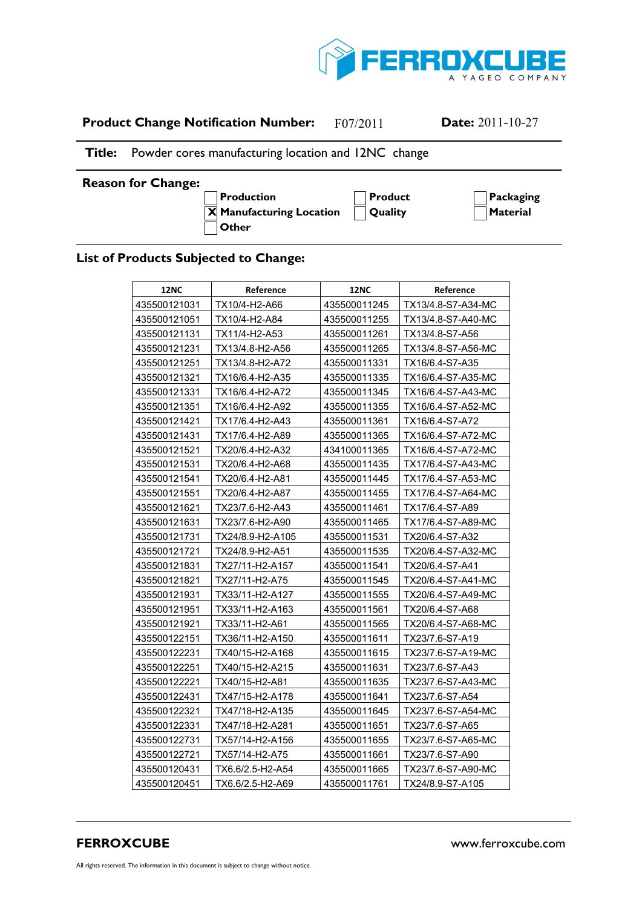**Product Change Notification Number:** F07/2011 **Date:** 2011-10-27

**Title:** Powder cores manufacturing location and 12NC change

**Reason for Change:**

- [ ] Production
- [X] Manufacturing Location
- [ ] Other
- [ ] Product
- [ ] Quality
- [ ] Packaging
- [ ] Material

## List of Products Subjected to Change:

| 12NC | Reference | 12NC | Reference |
|---|---|---|---|
| 435500121031 | TX10/4-H2-A66 | 435500011245 | TX13/4.8-S7-A34-MC |
| 435500121051 | TX10/4-H2-A84 | 435500011255 | TX13/4.8-S7-A40-MC |
| 435500121131 | TX11/4-H2-A53 | 435500011261 | TX13/4.8-S7-A56 |
| 435500121231 | TX13/4.8-H2-A56 | 435500011265 | TX13/4.8-S7-A56-MC |
| 435500121251 | TX13/4.8-H2-A72 | 435500011331 | TX16/6.4-S7-A35 |
| 435500121321 | TX16/6.4-H2-A35 | 435500011335 | TX16/6.4-S7-A35-MC |
| 435500121331 | TX16/6.4-H2-A72 | 435500011345 | TX16/6.4-S7-A43-MC |
| 435500121351 | TX16/6.4-H2-A92 | 435500011355 | TX16/6.4-S7-A52-MC |
| 435500121421 | TX17/6.4-H2-A43 | 435500011361 | TX16/6.4-S7-A72 |
| 435500121431 | TX17/6.4-H2-A89 | 435500011365 | TX16/6.4-S7-A72-MC |
| 435500121521 | TX20/6.4-H2-A32 | 434100011365 | TX16/6.4-S7-A72-MC |
| 435500121531 | TX20/6.4-H2-A68 | 435500011435 | TX17/6.4-S7-A43-MC |
| 435500121541 | TX20/6.4-H2-A81 | 435500011445 | TX17/6.4-S7-A53-MC |
| 435500121551 | TX20/6.4-H2-A87 | 435500011455 | TX17/6.4-S7-A64-MC |
| 435500121621 | TX23/7.6-H2-A43 | 435500011461 | TX17/6.4-S7-A89 |
| 435500121631 | TX23/7.6-H2-A90 | 435500011465 | TX17/6.4-S7-A89-MC |
| 435500121731 | TX24/8.9-H2-A105 | 435500011531 | TX20/6.4-S7-A32 |
| 435500121721 | TX24/8.9-H2-A51 | 435500011535 | TX20/6.4-S7-A32-MC |
| 435500121831 | TX27/11-H2-A157 | 435500011541 | TX20/6.4-S7-A41 |
| 435500121821 | TX27/11-H2-A75 | 435500011545 | TX20/6.4-S7-A41-MC |
| 435500121931 | TX33/11-H2-A127 | 435500011555 | TX20/6.4-S7-A49-MC |
| 435500121951 | TX33/11-H2-A163 | 435500011561 | TX20/6.4-S7-A68 |
| 435500121921 | TX33/11-H2-A61 | 435500011565 | TX20/6.4-S7-A68-MC |
| 435500122151 | TX36/11-H2-A150 | 435500011611 | TX23/7.6-S7-A19 |
| 435500122231 | TX40/15-H2-A168 | 435500011615 | TX23/7.6-S7-A19-MC |
| 435500122251 | TX40/15-H2-A215 | 435500011631 | TX23/7.6-S7-A43 |
| 435500122221 | TX40/15-H2-A81 | 435500011635 | TX23/7.6-S7-A43-MC |
| 435500122431 | TX47/15-H2-A178 | 435500011641 | TX23/7.6-S7-A54 |
| 435500122321 | TX47/18-H2-A135 | 435500011645 | TX23/7.6-S7-A54-MC |
| 435500122331 | TX47/18-H2-A281 | 435500011651 | TX23/7.6-S7-A65 |
| 435500122731 | TX57/14-H2-A156 | 435500011655 | TX23/7.6-S7-A65-MC |
| 435500122721 | TX57/14-H2-A75 | 435500011661 | TX23/7.6-S7-A90 |
| 435500120431 | TX6.6/2.5-H2-A54 | 435500011665 | TX23/7.6-S7-A90-MC |
| 435500120451 | TX6.6/2.5-H2-A69 | 435500011761 | TX24/8.9-S7-A105 |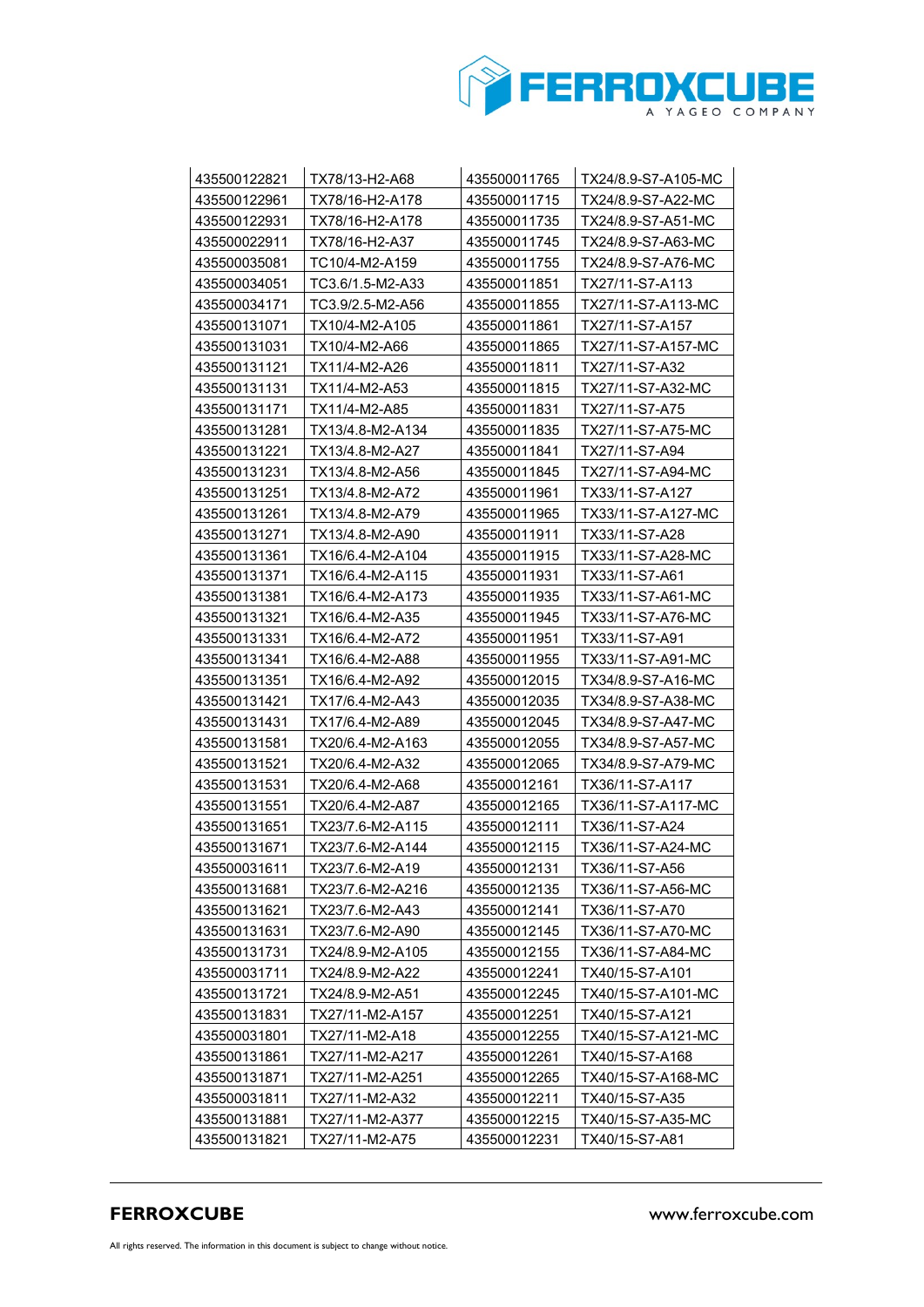| | | | |
|---|---|---|---|
| 435500122821 | TX78/13-H2-A68 | 435500011765 | TX24/8.9-S7-A105-MC |
| 435500122961 | TX78/16-H2-A178 | 435500011715 | TX24/8.9-S7-A22-MC |
| 435500122931 | TX78/16-H2-A178 | 435500011735 | TX24/8.9-S7-A51-MC |
| 435500022911 | TX78/16-H2-A37 | 435500011745 | TX24/8.9-S7-A63-MC |
| 435500035081 | TC10/4-M2-A159 | 435500011755 | TX24/8.9-S7-A76-MC |
| 435500034051 | TC3.6/1.5-M2-A33 | 435500011851 | TX27/11-S7-A113 |
| 435500034171 | TC3.9/2.5-M2-A56 | 435500011855 | TX27/11-S7-A113-MC |
| 435500131071 | TX10/4-M2-A105 | 435500011861 | TX27/11-S7-A157 |
| 435500131031 | TX10/4-M2-A66 | 435500011865 | TX27/11-S7-A157-MC |
| 435500131121 | TX11/4-M2-A26 | 435500011811 | TX27/11-S7-A32 |
| 435500131131 | TX11/4-M2-A53 | 435500011815 | TX27/11-S7-A32-MC |
| 435500131171 | TX11/4-M2-A85 | 435500011831 | TX27/11-S7-A75 |
| 435500131281 | TX13/4.8-M2-A134 | 435500011835 | TX27/11-S7-A75-MC |
| 435500131221 | TX13/4.8-M2-A27 | 435500011841 | TX27/11-S7-A94 |
| 435500131231 | TX13/4.8-M2-A56 | 435500011845 | TX27/11-S7-A94-MC |
| 435500131251 | TX13/4.8-M2-A72 | 435500011961 | TX33/11-S7-A127 |
| 435500131261 | TX13/4.8-M2-A79 | 435500011965 | TX33/11-S7-A127-MC |
| 435500131271 | TX13/4.8-M2-A90 | 435500011911 | TX33/11-S7-A28 |
| 435500131361 | TX16/6.4-M2-A104 | 435500011915 | TX33/11-S7-A28-MC |
| 435500131371 | TX16/6.4-M2-A115 | 435500011931 | TX33/11-S7-A61 |
| 435500131381 | TX16/6.4-M2-A173 | 435500011935 | TX33/11-S7-A61-MC |
| 435500131321 | TX16/6.4-M2-A35 | 435500011945 | TX33/11-S7-A76-MC |
| 435500131331 | TX16/6.4-M2-A72 | 435500011951 | TX33/11-S7-A91 |
| 435500131341 | TX16/6.4-M2-A88 | 435500011955 | TX33/11-S7-A91-MC |
| 435500131351 | TX16/6.4-M2-A92 | 435500012015 | TX34/8.9-S7-A16-MC |
| 435500131421 | TX17/6.4-M2-A43 | 435500012035 | TX34/8.9-S7-A38-MC |
| 435500131431 | TX17/6.4-M2-A89 | 435500012045 | TX34/8.9-S7-A47-MC |
| 435500131581 | TX20/6.4-M2-A163 | 435500012055 | TX34/8.9-S7-A57-MC |
| 435500131521 | TX20/6.4-M2-A32 | 435500012065 | TX34/8.9-S7-A79-MC |
| 435500131531 | TX20/6.4-M2-A68 | 435500012161 | TX36/11-S7-A117 |
| 435500131551 | TX20/6.4-M2-A87 | 435500012165 | TX36/11-S7-A117-MC |
| 435500131651 | TX23/7.6-M2-A115 | 435500012111 | TX36/11-S7-A24 |
| 435500131671 | TX23/7.6-M2-A144 | 435500012115 | TX36/11-S7-A24-MC |
| 435500031611 | TX23/7.6-M2-A19 | 435500012131 | TX36/11-S7-A56 |
| 435500131681 | TX23/7.6-M2-A216 | 435500012135 | TX36/11-S7-A56-MC |
| 435500131621 | TX23/7.6-M2-A43 | 435500012141 | TX36/11-S7-A70 |
| 435500131631 | TX23/7.6-M2-A90 | 435500012145 | TX36/11-S7-A70-MC |
| 435500131731 | TX24/8.9-M2-A105 | 435500012155 | TX36/11-S7-A84-MC |
| 435500031711 | TX24/8.9-M2-A22 | 435500012241 | TX40/15-S7-A101 |
| 435500131721 | TX24/8.9-M2-A51 | 435500012245 | TX40/15-S7-A101-MC |
| 435500131831 | TX27/11-M2-A157 | 435500012251 | TX40/15-S7-A121 |
| 435500031801 | TX27/11-M2-A18 | 435500012255 | TX40/15-S7-A121-MC |
| 435500131861 | TX27/11-M2-A217 | 435500012261 | TX40/15-S7-A168 |
| 435500131871 | TX27/11-M2-A251 | 435500012265 | TX40/15-S7-A168-MC |
| 435500031811 | TX27/11-M2-A32 | 435500012211 | TX40/15-S7-A35 |
| 435500131881 | TX27/11-M2-A377 | 435500012215 | TX40/15-S7-A35-MC |
| 435500131821 | TX27/11-M2-A75 | 435500012231 | TX40/15-S7-A81 |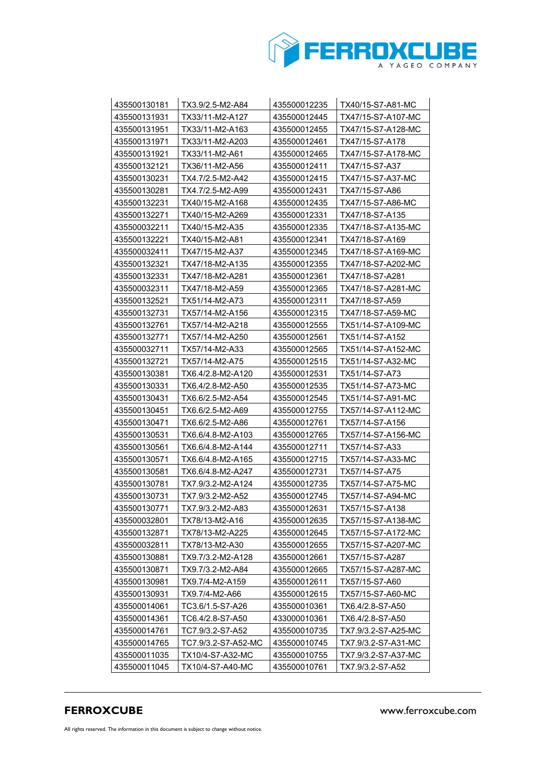| 435500130181 | TX3.9/2.5-M2-A84 | 435500012235 | TX40/15-S7-A81-MC |
|---|---|---|---|
| 435500131931 | TX33/11-M2-A127 | 435500012445 | TX47/15-S7-A107-MC |
| 435500131951 | TX33/11-M2-A163 | 435500012455 | TX47/15-S7-A128-MC |
| 435500131971 | TX33/11-M2-A203 | 435500012461 | TX47/15-S7-A178 |
| 435500131921 | TX33/11-M2-A61 | 435500012465 | TX47/15-S7-A178-MC |
| 435500132121 | TX36/11-M2-A56 | 435500012411 | TX47/15-S7-A37 |
| 435500130231 | TX4.7/2.5-M2-A42 | 435500012415 | TX47/15-S7-A37-MC |
| 435500130281 | TX4.7/2.5-M2-A99 | 435500012431 | TX47/15-S7-A86 |
| 435500132231 | TX40/15-M2-A168 | 435500012435 | TX47/15-S7-A86-MC |
| 435500132271 | TX40/15-M2-A269 | 435500012331 | TX47/18-S7-A135 |
| 435500032211 | TX40/15-M2-A35 | 435500012335 | TX47/18-S7-A135-MC |
| 435500132221 | TX40/15-M2-A81 | 435500012341 | TX47/18-S7-A169 |
| 435500032411 | TX47/15-M2-A37 | 435500012345 | TX47/18-S7-A169-MC |
| 435500132321 | TX47/18-M2-A135 | 435500012355 | TX47/18-S7-A202-MC |
| 435500132331 | TX47/18-M2-A281 | 435500012361 | TX47/18-S7-A281 |
| 435500032311 | TX47/18-M2-A59 | 435500012365 | TX47/18-S7-A281-MC |
| 435500132521 | TX51/14-M2-A73 | 435500012311 | TX47/18-S7-A59 |
| 435500132731 | TX57/14-M2-A156 | 435500012315 | TX47/18-S7-A59-MC |
| 435500132761 | TX57/14-M2-A218 | 435500012555 | TX51/14-S7-A109-MC |
| 435500132771 | TX57/14-M2-A250 | 435500012561 | TX51/14-S7-A152 |
| 435500032711 | TX57/14-M2-A33 | 435500012565 | TX51/14-S7-A152-MC |
| 435500132721 | TX57/14-M2-A75 | 435500012515 | TX51/14-S7-A32-MC |
| 435500130381 | TX6.4/2.8-M2-A120 | 435500012531 | TX51/14-S7-A73 |
| 435500130331 | TX6.4/2.8-M2-A50 | 435500012535 | TX51/14-S7-A73-MC |
| 435500130431 | TX6.6/2.5-M2-A54 | 435500012545 | TX51/14-S7-A91-MC |
| 435500130451 | TX6.6/2.5-M2-A69 | 435500012755 | TX57/14-S7-A112-MC |
| 435500130471 | TX6.6/2.5-M2-A86 | 435500012761 | TX57/14-S7-A156 |
| 435500130531 | TX6.6/4.8-M2-A103 | 435500012765 | TX57/14-S7-A156-MC |
| 435500130561 | TX6.6/4.8-M2-A144 | 435500012711 | TX57/14-S7-A33 |
| 435500130571 | TX6.6/4.8-M2-A165 | 435500012715 | TX57/14-S7-A33-MC |
| 435500130581 | TX6.6/4.8-M2-A247 | 435500012731 | TX57/14-S7-A75 |
| 435500130781 | TX7.9/3.2-M2-A124 | 435500012735 | TX57/14-S7-A75-MC |
| 435500130731 | TX7.9/3.2-M2-A52 | 435500012745 | TX57/14-S7-A94-MC |
| 435500130771 | TX7.9/3.2-M2-A83 | 435500012631 | TX57/15-S7-A138 |
| 435500032801 | TX78/13-M2-A16 | 435500012635 | TX57/15-S7-A138-MC |
| 435500132871 | TX78/13-M2-A225 | 435500012645 | TX57/15-S7-A172-MC |
| 435500032811 | TX78/13-M2-A30 | 435500012655 | TX57/15-S7-A207-MC |
| 435500130881 | TX9.7/3.2-M2-A128 | 435500012661 | TX57/15-S7-A287 |
| 435500130871 | TX9.7/3.2-M2-A84 | 435500012665 | TX57/15-S7-A287-MC |
| 435500130981 | TX9.7/4-M2-A159 | 435500012611 | TX57/15-S7-A60 |
| 435500130931 | TX9.7/4-M2-A66 | 435500012615 | TX57/15-S7-A60-MC |
| 435500014061 | TC3.6/1.5-S7-A26 | 435500010361 | TX6.4/2.8-S7-A50 |
| 435500014361 | TC6.4/2.8-S7-A50 | 433000010361 | TX6.4/2.8-S7-A50 |
| 435500014761 | TC7.9/3.2-S7-A52 | 435500010735 | TX7.9/3.2-S7-A25-MC |
| 435500014765 | TC7.9/3.2-S7-A52-MC | 435500010745 | TX7.9/3.2-S7-A31-MC |
| 435500011035 | TX10/4-S7-A32-MC | 435500010755 | TX7.9/3.2-S7-A37-MC |
| 435500011045 | TX10/4-S7-A40-MC | 435500010761 | TX7.9/3.2-S7-A52 |

**FERROXCUBE** www.ferroxcube.com

All rights reserved. The information in this document is subject to change without notice.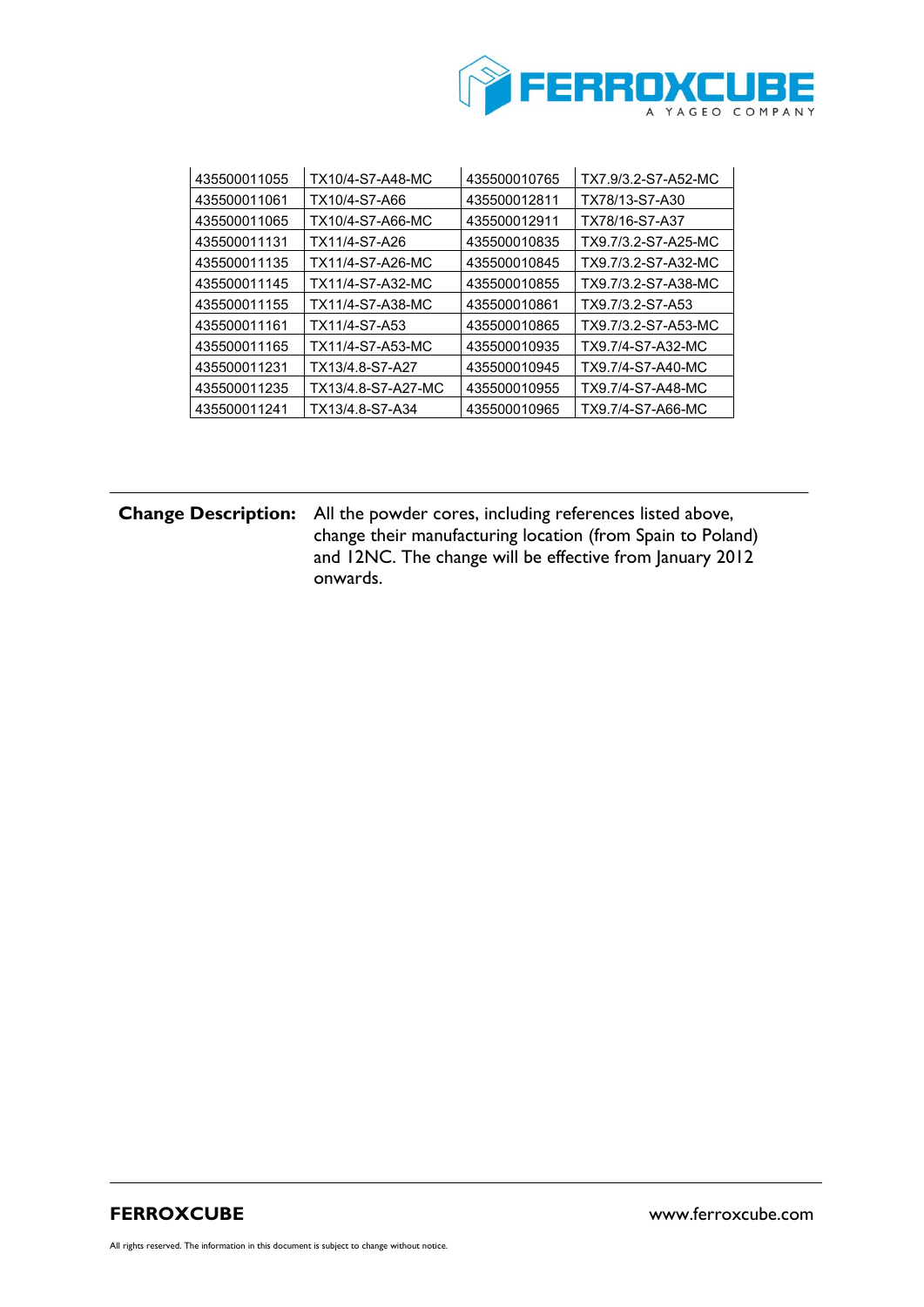| | | | |
|---|---|---|---|
| 435500011055 | TX10/4-S7-A48-MC | 435500010765 | TX7.9/3.2-S7-A52-MC |
| 435500011061 | TX10/4-S7-A66 | 435500012811 | TX78/13-S7-A30 |
| 435500011065 | TX10/4-S7-A66-MC | 435500012911 | TX78/16-S7-A37 |
| 435500011131 | TX11/4-S7-A26 | 435500010835 | TX9.7/3.2-S7-A25-MC |
| 435500011135 | TX11/4-S7-A26-MC | 435500010845 | TX9.7/3.2-S7-A32-MC |
| 435500011145 | TX11/4-S7-A32-MC | 435500010855 | TX9.7/3.2-S7-A38-MC |
| 435500011155 | TX11/4-S7-A38-MC | 435500010861 | TX9.7/3.2-S7-A53 |
| 435500011161 | TX11/4-S7-A53 | 435500010865 | TX9.7/3.2-S7-A53-MC |
| 435500011165 | TX11/4-S7-A53-MC | 435500010935 | TX9.7/4-S7-A32-MC |
| 435500011231 | TX13/4.8-S7-A27 | 435500010945 | TX9.7/4-S7-A40-MC |
| 435500011235 | TX13/4.8-S7-A27-MC | 435500010955 | TX9.7/4-S7-A48-MC |
| 435500011241 | TX13/4.8-S7-A34 | 435500010965 | TX9.7/4-S7-A66-MC |

**Change Description:** All the powder cores, including references listed above, change their manufacturing location (from Spain to Poland) and 12NC. The change will be effective from January 2012 onwards.

**FERROXCUBE** www.ferroxcube.com

All rights reserved. The information in this document is subject to change without notice.